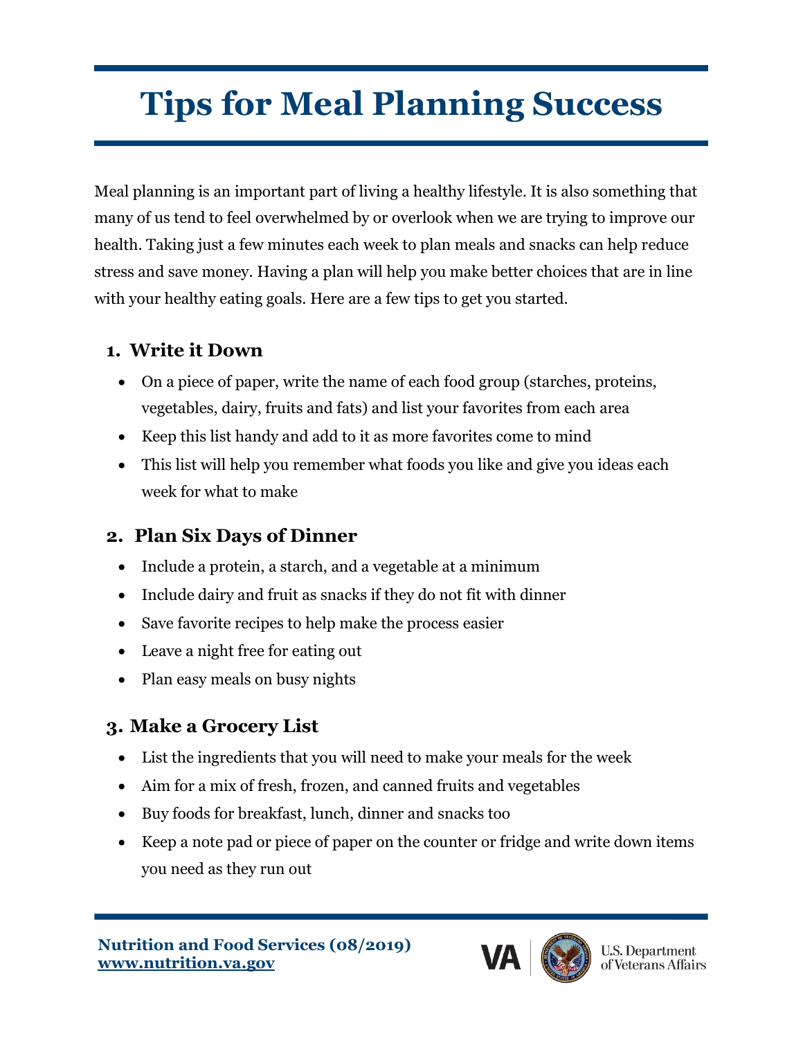# Tips for Meal Planning Success

Meal planning is an important part of living a healthy lifestyle. It is also something that many of us tend to feel overwhelmed by or overlook when we are trying to improve our health. Taking just a few minutes each week to plan meals and snacks can help reduce stress and save money. Having a plan will help you make better choices that are in line with your healthy eating goals. Here are a few tips to get you started.

## 1. Write it Down

- On a piece of paper, write the name of each food group (starches, proteins, vegetables, dairy, fruits and fats) and list your favorites from each area
- Keep this list handy and add to it as more favorites come to mind
- This list will help you remember what foods you like and give you ideas each week for what to make

## 2. Plan Six Days of Dinner

- Include a protein, a starch, and a vegetable at a minimum
- Include dairy and fruit as snacks if they do not fit with dinner
- Save favorite recipes to help make the process easier
- Leave a night free for eating out
- Plan easy meals on busy nights

## 3. Make a Grocery List

- List the ingredients that you will need to make your meals for the week
- Aim for a mix of fresh, frozen, and canned fruits and vegetables
- Buy foods for breakfast, lunch, dinner and snacks too
- Keep a note pad or piece of paper on the counter or fridge and write down items you need as they run out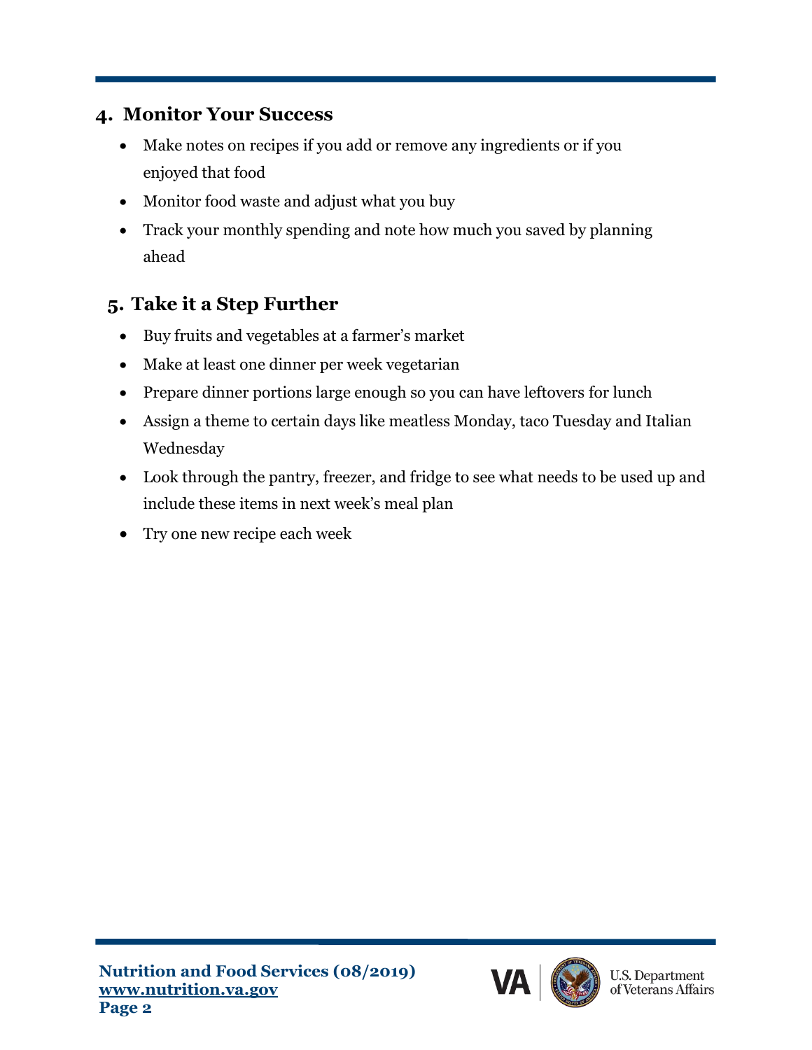## 4. Monitor Your Success

- Make notes on recipes if you add or remove any ingredients or if you enjoyed that food
- Monitor food waste and adjust what you buy
- Track your monthly spending and note how much you saved by planning ahead

## 5. Take it a Step Further

- Buy fruits and vegetables at a farmer's market
- Make at least one dinner per week vegetarian
- Prepare dinner portions large enough so you can have leftovers for lunch
- Assign a theme to certain days like meatless Monday, taco Tuesday and Italian Wednesday
- Look through the pantry, freezer, and fridge to see what needs to be used up and include these items in next week's meal plan
- Try one new recipe each week

**Nutrition and Food Services (08/2019)**
**www.nutrition.va.gov**

VA U.S. Department of Veterans Affairs